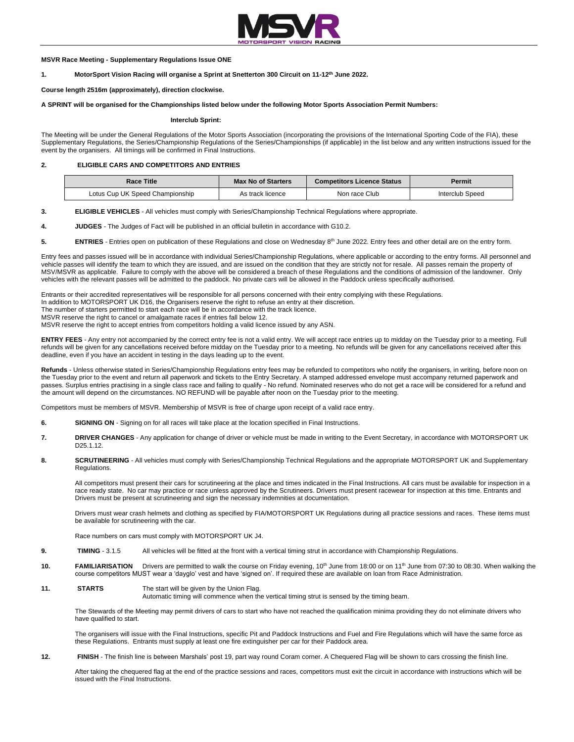**MSVR Race Meeting - Supplementary Regulations Issue ONE**

**1. MotorSport Vision Racing will organise a Sprint at Snetterton 300 Circuit on 11-12th June 2022.**

**Course length 2516m (approximately), direction clockwise.**

**A SPRINT will be organised for the Championships listed below under the following Motor Sports Association Permit Numbers:**

**Interclub Sprint:**

The Meeting will be under the General Regulations of the Motor Sports Association (incorporating the provisions of the International Sporting Code of the FIA), these Supplementary Regulations, the Series/Championship Regulations of the Series/Championships (if applicable) in the list below and any written instructions issued for the event by the organisers. All timings will be confirmed in Final Instructions.

**2. ELIGIBLE CARS AND COMPETITORS AND ENTRIES**

| Race Title | Max No of Starters | Competitors Licence Status | Permit |
| --- | --- | --- | --- |
| Lotus Cup UK Speed Championship | As track licence | Non race Club | Interclub Speed |

**3. ELIGIBLE VEHICLES** - All vehicles must comply with Series/Championship Technical Regulations where appropriate.

**4. JUDGES** - The Judges of Fact will be published in an official bulletin in accordance with G10.2.

**5. ENTRIES** - Entries open on publication of these Regulations and close on Wednesday 8th June 2022. Entry fees and other detail are on the entry form.

Entry fees and passes issued will be in accordance with individual Series/Championship Regulations, where applicable or according to the entry forms. All personnel and vehicle passes will identify the team to which they are issued, and are issued on the condition that they are strictly not for resale. All passes remain the property of MSV/MSVR as applicable. Failure to comply with the above will be considered a breach of these Regulations and the conditions of admission of the landowner. Only vehicles with the relevant passes will be admitted to the paddock. No private cars will be allowed in the Paddock unless specifically authorised.

Entrants or their accredited representatives will be responsible for all persons concerned with their entry complying with these Regulations.
In addition to MOTORSPORT UK D16, the Organisers reserve the right to refuse an entry at their discretion.
The number of starters permitted to start each race will be in accordance with the track licence.
MSVR reserve the right to cancel or amalgamate races if entries fall below 12.
MSVR reserve the right to accept entries from competitors holding a valid licence issued by any ASN.

**ENTRY FEES** - Any entry not accompanied by the correct entry fee is not a valid entry. We will accept race entries up to midday on the Tuesday prior to a meeting. Full refunds will be given for any cancellations received before midday on the Tuesday prior to a meeting. No refunds will be given for any cancellations received after this deadline, even if you have an accident in testing in the days leading up to the event.

**Refunds** - Unless otherwise stated in Series/Championship Regulations entry fees may be refunded to competitors who notify the organisers, in writing, before noon on the Tuesday prior to the event and return all paperwork and tickets to the Entry Secretary. A stamped addressed envelope must accompany returned paperwork and passes. Surplus entries practising in a single class race and failing to qualify - No refund. Nominated reserves who do not get a race will be considered for a refund and the amount will depend on the circumstances. NO REFUND will be payable after noon on the Tuesday prior to the meeting.

Competitors must be members of MSVR. Membership of MSVR is free of charge upon receipt of a valid race entry.

**6. SIGNING ON** - Signing on for all races will take place at the location specified in Final Instructions.

**7. DRIVER CHANGES** - Any application for change of driver or vehicle must be made in writing to the Event Secretary, in accordance with MOTORSPORT UK D25.1.12.

**8. SCRUTINEERING** - All vehicles must comply with Series/Championship Technical Regulations and the appropriate MOTORSPORT UK and Supplementary Regulations.

All competitors must present their cars for scrutineering at the place and times indicated in the Final Instructions. All cars must be available for inspection in a race ready state. No car may practice or race unless approved by the Scrutineers. Drivers must present racewear for inspection at this time. Entrants and Drivers must be present at scrutineering and sign the necessary indemnities at documentation.

Drivers must wear crash helmets and clothing as specified by FIA/MOTORSPORT UK Regulations during all practice sessions and races. These items must be available for scrutineering with the car.

Race numbers on cars must comply with MOTORSPORT UK J4.

**9. TIMING** - 3.1.5 All vehicles will be fitted at the front with a vertical timing strut in accordance with Championship Regulations.

**10. FAMILIARISATION** Drivers are permitted to walk the course on Friday evening, 10th June from 18:00 or on 11th June from 07:30 to 08:30. When walking the course competitors MUST wear a 'dayglo' vest and have 'signed on'. If required these are available on loan from Race Administration.

**11. STARTS** The start will be given by the Union Flag.
Automatic timing will commence when the vertical timing strut is sensed by the timing beam.

The Stewards of the Meeting may permit drivers of cars to start who have not reached the qualification minima providing they do not eliminate drivers who have qualified to start.

The organisers will issue with the Final Instructions, specific Pit and Paddock Instructions and Fuel and Fire Regulations which will have the same force as these Regulations. Entrants must supply at least one fire extinguisher per car for their Paddock area.

**12. FINISH** - The finish line is between Marshals' post 19, part way round Coram corner. A Chequered Flag will be shown to cars crossing the finish line.

After taking the chequered flag at the end of the practice sessions and races, competitors must exit the circuit in accordance with instructions which will be issued with the Final Instructions.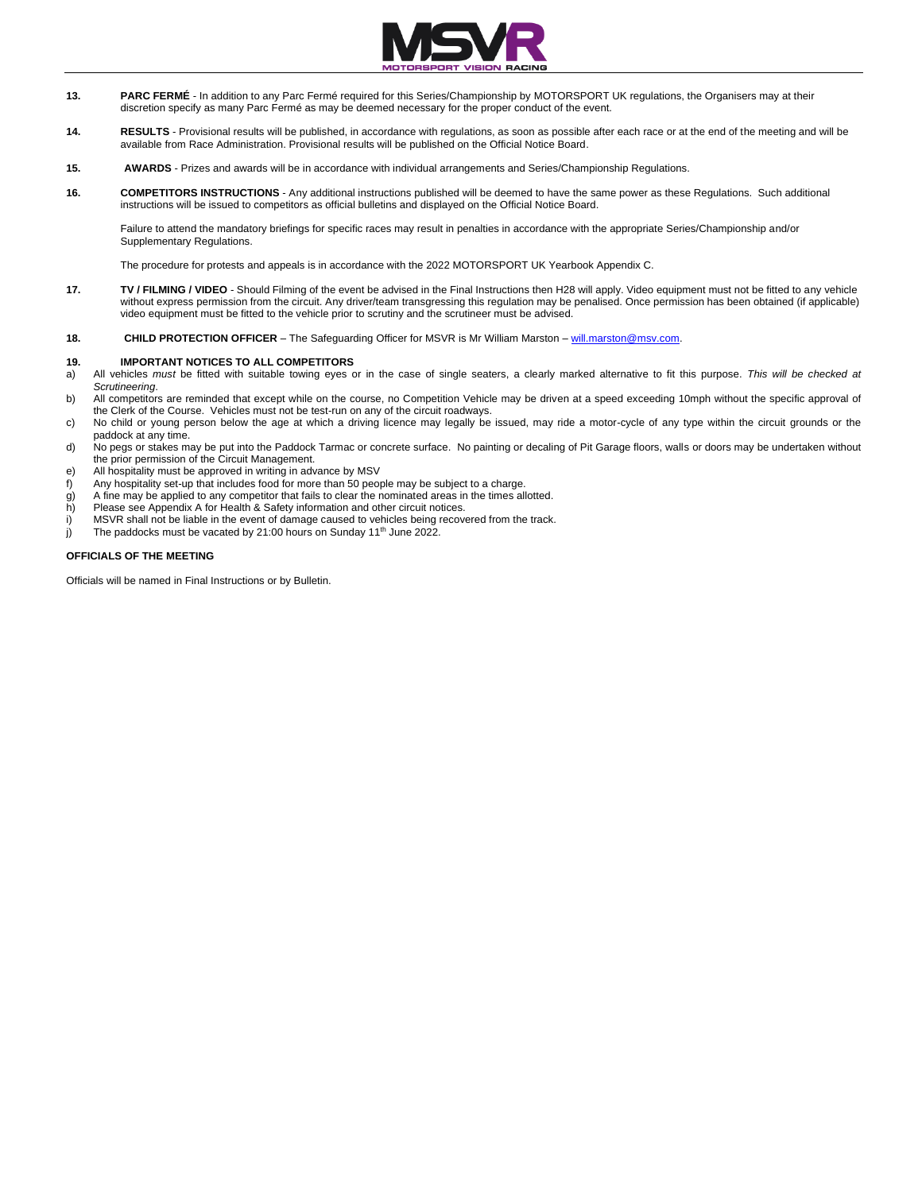**13.** **PARC FERMÉ** - In addition to any Parc Fermé required for this Series/Championship by MOTORSPORT UK regulations, the Organisers may at their discretion specify as many Parc Fermé as may be deemed necessary for the proper conduct of the event.

**14.** **RESULTS** - Provisional results will be published, in accordance with regulations, as soon as possible after each race or at the end of the meeting and will be available from Race Administration. Provisional results will be published on the Official Notice Board.

**15.** **AWARDS** - Prizes and awards will be in accordance with individual arrangements and Series/Championship Regulations.

**16.** **COMPETITORS INSTRUCTIONS** - Any additional instructions published will be deemed to have the same power as these Regulations. Such additional instructions will be issued to competitors as official bulletins and displayed on the Official Notice Board.

Failure to attend the mandatory briefings for specific races may result in penalties in accordance with the appropriate Series/Championship and/or Supplementary Regulations.

The procedure for protests and appeals is in accordance with the 2022 MOTORSPORT UK Yearbook Appendix C.

**17.** **TV / FILMING / VIDEO** - Should Filming of the event be advised in the Final Instructions then H28 will apply. Video equipment must not be fitted to any vehicle without express permission from the circuit. Any driver/team transgressing this regulation may be penalised. Once permission has been obtained (if applicable) video equipment must be fitted to the vehicle prior to scrutiny and the scrutineer must be advised.

**18.** **CHILD PROTECTION OFFICER** – The Safeguarding Officer for MSVR is Mr William Marston – will.marston@msv.com.

**19.** **IMPORTANT NOTICES TO ALL COMPETITORS**

a) All vehicles *must* be fitted with suitable towing eyes or in the case of single seaters, a clearly marked alternative to fit this purpose. *This will be checked at Scrutineering.*
b) All competitors are reminded that except while on the course, no Competition Vehicle may be driven at a speed exceeding 10mph without the specific approval of the Clerk of the Course. Vehicles must not be test-run on any of the circuit roadways.
c) No child or young person below the age at which a driving licence may legally be issued, may ride a motor-cycle of any type within the circuit grounds or the paddock at any time.
d) No pegs or stakes may be put into the Paddock Tarmac or concrete surface. No painting or decaling of Pit Garage floors, walls or doors may be undertaken without the prior permission of the Circuit Management.
e) All hospitality must be approved in writing in advance by MSV
f) Any hospitality set-up that includes food for more than 50 people may be subject to a charge.
g) A fine may be applied to any competitor that fails to clear the nominated areas in the times allotted.
h) Please see Appendix A for Health & Safety information and other circuit notices.
i) MSVR shall not be liable in the event of damage caused to vehicles being recovered from the track.
j) The paddocks must be vacated by 21:00 hours on Sunday 11th June 2022.

**OFFICIALS OF THE MEETING**

Officials will be named in Final Instructions or by Bulletin.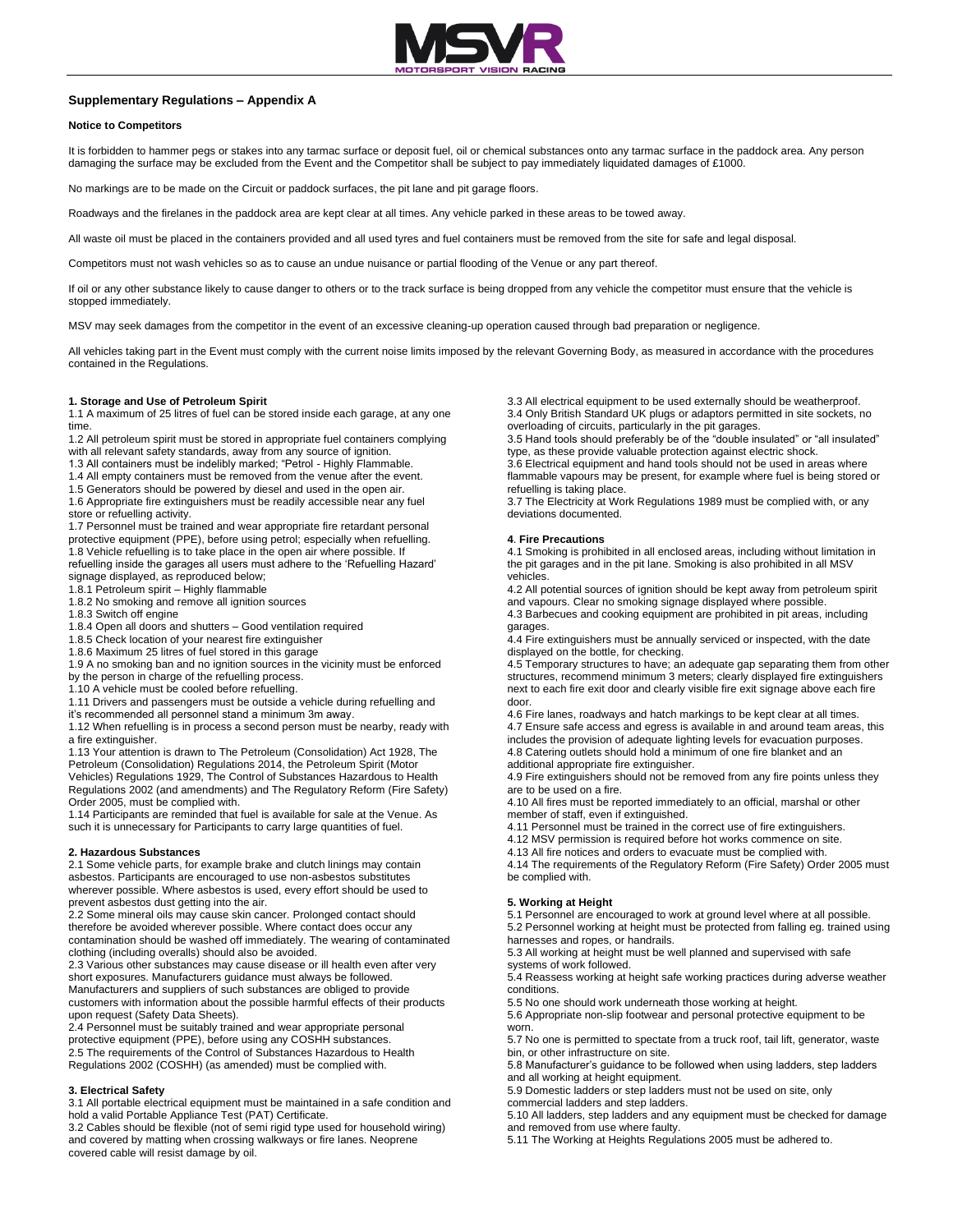## Supplementary Regulations – Appendix A

**Notice to Competitors**

It is forbidden to hammer pegs or stakes into any tarmac surface or deposit fuel, oil or chemical substances onto any tarmac surface in the paddock area. Any person damaging the surface may be excluded from the Event and the Competitor shall be subject to pay immediately liquidated damages of £1000.

No markings are to be made on the Circuit or paddock surfaces, the pit lane and pit garage floors.

Roadways and the firelanes in the paddock area are kept clear at all times. Any vehicle parked in these areas to be towed away.

All waste oil must be placed in the containers provided and all used tyres and fuel containers must be removed from the site for safe and legal disposal.

Competitors must not wash vehicles so as to cause an undue nuisance or partial flooding of the Venue or any part thereof.

If oil or any other substance likely to cause danger to others or to the track surface is being dropped from any vehicle the competitor must ensure that the vehicle is stopped immediately.

MSV may seek damages from the competitor in the event of an excessive cleaning-up operation caused through bad preparation or negligence.

All vehicles taking part in the Event must comply with the current noise limits imposed by the relevant Governing Body, as measured in accordance with the procedures contained in the Regulations.

**1. Storage and Use of Petroleum Spirit**

1.1 A maximum of 25 litres of fuel can be stored inside each garage, at any one time.
1.2 All petroleum spirit must be stored in appropriate fuel containers complying with all relevant safety standards, away from any source of ignition.
1.3 All containers must be indelibly marked; "Petrol - Highly Flammable.
1.4 All empty containers must be removed from the venue after the event.
1.5 Generators should be powered by diesel and used in the open air.
1.6 Appropriate fire extinguishers must be readily accessible near any fuel store or refuelling activity.
1.7 Personnel must be trained and wear appropriate fire retardant personal protective equipment (PPE), before using petrol; especially when refuelling.
1.8 Vehicle refuelling is to take place in the open air where possible. If refuelling inside the garages all users must adhere to the 'Refuelling Hazard' signage displayed, as reproduced below;
1.8.1 Petroleum spirit – Highly flammable
1.8.2 No smoking and remove all ignition sources
1.8.3 Switch off engine
1.8.4 Open all doors and shutters – Good ventilation required
1.8.5 Check location of your nearest fire extinguisher
1.8.6 Maximum 25 litres of fuel stored in this garage
1.9 A no smoking ban and no ignition sources in the vicinity must be enforced by the person in charge of the refuelling process.
1.10 A vehicle must be cooled before refuelling.
1.11 Drivers and passengers must be outside a vehicle during refuelling and it's recommended all personnel stand a minimum 3m away.
1.12 When refuelling is in process a second person must be nearby, ready with a fire extinguisher.
1.13 Your attention is drawn to The Petroleum (Consolidation) Act 1928, The Petroleum (Consolidation) Regulations 2014, the Petroleum Spirit (Motor Vehicles) Regulations 1929, The Control of Substances Hazardous to Health Regulations 2002 (and amendments) and The Regulatory Reform (Fire Safety) Order 2005, must be complied with.
1.14 Participants are reminded that fuel is available for sale at the Venue. As such it is unnecessary for Participants to carry large quantities of fuel.

**2. Hazardous Substances**

2.1 Some vehicle parts, for example brake and clutch linings may contain asbestos. Participants are encouraged to use non-asbestos substitutes wherever possible. Where asbestos is used, every effort should be used to prevent asbestos dust getting into the air.
2.2 Some mineral oils may cause skin cancer. Prolonged contact should therefore be avoided wherever possible. Where contact does occur any contamination should be washed off immediately. The wearing of contaminated clothing (including overalls) should also be avoided.
2.3 Various other substances may cause disease or ill health even after very short exposures. Manufacturers guidance must always be followed. Manufacturers and suppliers of such substances are obliged to provide customers with information about the possible harmful effects of their products upon request (Safety Data Sheets).
2.4 Personnel must be suitably trained and wear appropriate personal protective equipment (PPE), before using any COSHH substances.
2.5 The requirements of the Control of Substances Hazardous to Health Regulations 2002 (COSHH) (as amended) must be complied with.

**3. Electrical Safety**

3.1 All portable electrical equipment must be maintained in a safe condition and hold a valid Portable Appliance Test (PAT) Certificate.
3.2 Cables should be flexible (not of semi rigid type used for household wiring) and covered by matting when crossing walkways or fire lanes. Neoprene covered cable will resist damage by oil.
3.3 All electrical equipment to be used externally should be weatherproof.
3.4 Only British Standard UK plugs or adaptors permitted in site sockets, no overloading of circuits, particularly in the pit garages.
3.5 Hand tools should preferably be of the "double insulated" or "all insulated" type, as these provide valuable protection against electric shock.
3.6 Electrical equipment and hand tools should not be used in areas where flammable vapours may be present, for example where fuel is being stored or refuelling is taking place.
3.7 The Electricity at Work Regulations 1989 must be complied with, or any deviations documented.

**4. Fire Precautions**

4.1 Smoking is prohibited in all enclosed areas, including without limitation in the pit garages and in the pit lane. Smoking is also prohibited in all MSV vehicles.
4.2 All potential sources of ignition should be kept away from petroleum spirit and vapours. Clear no smoking signage displayed where possible.
4.3 Barbecues and cooking equipment are prohibited in pit areas, including garages.
4.4 Fire extinguishers must be annually serviced or inspected, with the date displayed on the bottle, for checking.
4.5 Temporary structures to have; an adequate gap separating them from other structures, recommend minimum 3 meters; clearly displayed fire extinguishers next to each fire exit door and clearly visible fire exit signage above each fire door.
4.6 Fire lanes, roadways and hatch markings to be kept clear at all times.
4.7 Ensure safe access and egress is available in and around team areas, this includes the provision of adequate lighting levels for evacuation purposes.
4.8 Catering outlets should hold a minimum of one fire blanket and an additional appropriate fire extinguisher.
4.9 Fire extinguishers should not be removed from any fire points unless they are to be used on a fire.
4.10 All fires must be reported immediately to an official, marshal or other member of staff, even if extinguished.
4.11 Personnel must be trained in the correct use of fire extinguishers.
4.12 MSV permission is required before hot works commence on site.
4.13 All fire notices and orders to evacuate must be complied with.
4.14 The requirements of the Regulatory Reform (Fire Safety) Order 2005 must be complied with.

**5. Working at Height**

5.1 Personnel are encouraged to work at ground level where at all possible.
5.2 Personnel working at height must be protected from falling eg. trained using harnesses and ropes, or handrails.
5.3 All working at height must be well planned and supervised with safe systems of work followed.
5.4 Reassess working at height safe working practices during adverse weather conditions.
5.5 No one should work underneath those working at height.
5.6 Appropriate non-slip footwear and personal protective equipment to be worn.
5.7 No one is permitted to spectate from a truck roof, tail lift, generator, waste bin, or other infrastructure on site.
5.8 Manufacturer's guidance to be followed when using ladders, step ladders and all working at height equipment.
5.9 Domestic ladders or step ladders must not be used on site, only commercial ladders and step ladders.
5.10 All ladders, step ladders and any equipment must be checked for damage and removed from use where faulty.
5.11 The Working at Heights Regulations 2005 must be adhered to.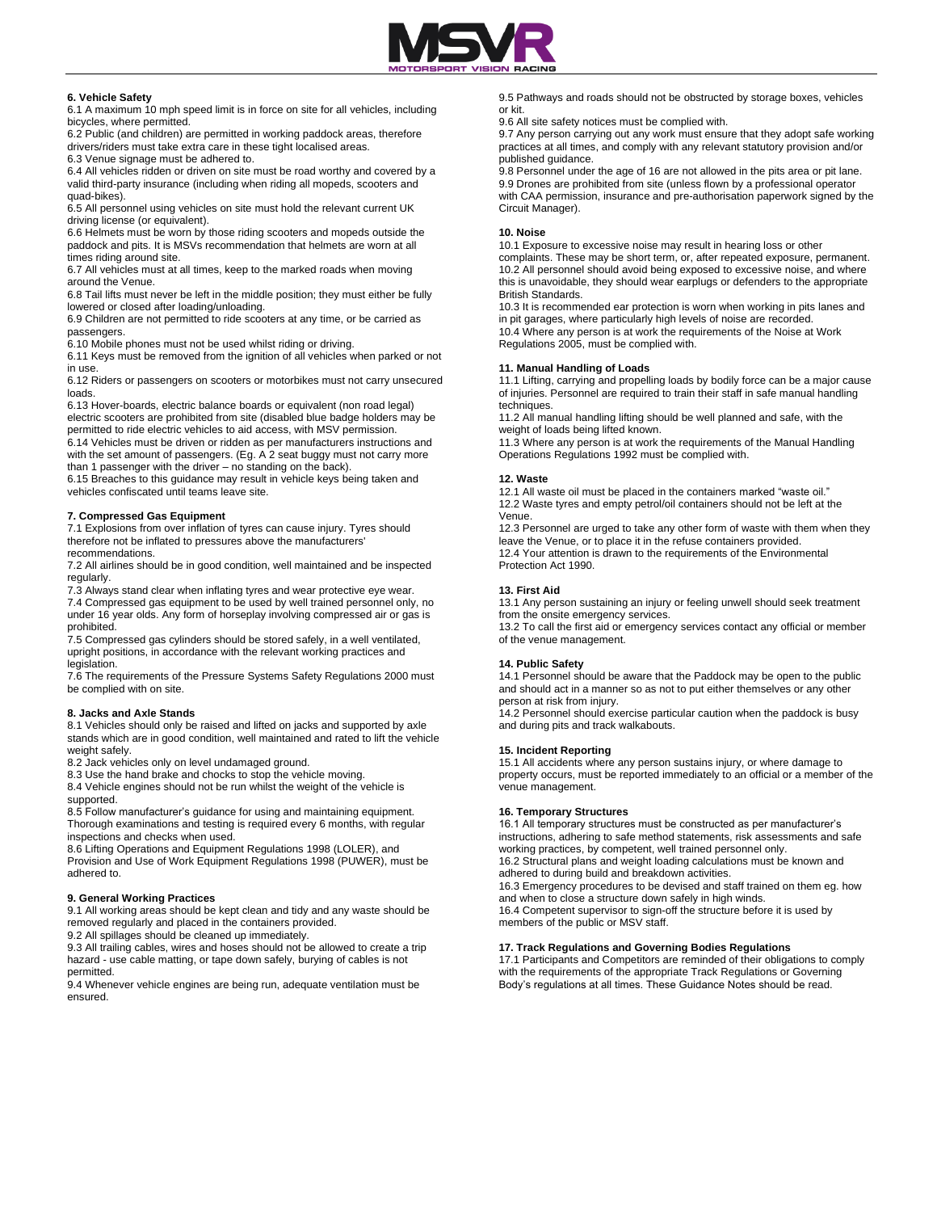### 6. Vehicle Safety

6.1 A maximum 10 mph speed limit is in force on site for all vehicles, including bicycles, where permitted.
6.2 Public (and children) are permitted in working paddock areas, therefore drivers/riders must take extra care in these tight localised areas.
6.3 Venue signage must be adhered to.
6.4 All vehicles ridden or driven on site must be road worthy and covered by a valid third-party insurance (including when riding all mopeds, scooters and quad-bikes).
6.5 All personnel using vehicles on site must hold the relevant current UK driving license (or equivalent).
6.6 Helmets must be worn by those riding scooters and mopeds outside the paddock and pits. It is MSVs recommendation that helmets are worn at all times riding around site.
6.7 All vehicles must at all times, keep to the marked roads when moving around the Venue.
6.8 Tail lifts must never be left in the middle position; they must either be fully lowered or closed after loading/unloading.
6.9 Children are not permitted to ride scooters at any time, or be carried as passengers.
6.10 Mobile phones must not be used whilst riding or driving.
6.11 Keys must be removed from the ignition of all vehicles when parked or not in use.
6.12 Riders or passengers on scooters or motorbikes must not carry unsecured loads.
6.13 Hover-boards, electric balance boards or equivalent (non road legal) electric scooters are prohibited from site (disabled blue badge holders may be permitted to ride electric vehicles to aid access, with MSV permission.
6.14 Vehicles must be driven or ridden as per manufacturers instructions and with the set amount of passengers. (Eg. A 2 seat buggy must not carry more than 1 passenger with the driver – no standing on the back).
6.15 Breaches to this guidance may result in vehicle keys being taken and vehicles confiscated until teams leave site.

### 7. Compressed Gas Equipment

7.1 Explosions from over inflation of tyres can cause injury. Tyres should therefore not be inflated to pressures above the manufacturers' recommendations.
7.2 All airlines should be in good condition, well maintained and be inspected regularly.
7.3 Always stand clear when inflating tyres and wear protective eye wear.
7.4 Compressed gas equipment to be used by well trained personnel only, no under 16 year olds. Any form of horseplay involving compressed air or gas is prohibited.
7.5 Compressed gas cylinders should be stored safely, in a well ventilated, upright positions, in accordance with the relevant working practices and legislation.
7.6 The requirements of the Pressure Systems Safety Regulations 2000 must be complied with on site.

### 8. Jacks and Axle Stands

8.1 Vehicles should only be raised and lifted on jacks and supported by axle stands which are in good condition, well maintained and rated to lift the vehicle weight safely.
8.2 Jack vehicles only on level undamaged ground.
8.3 Use the hand brake and chocks to stop the vehicle moving.
8.4 Vehicle engines should not be run whilst the weight of the vehicle is supported.
8.5 Follow manufacturer's guidance for using and maintaining equipment. Thorough examinations and testing is required every 6 months, with regular inspections and checks when used.
8.6 Lifting Operations and Equipment Regulations 1998 (LOLER), and Provision and Use of Work Equipment Regulations 1998 (PUWER), must be adhered to.

### 9. General Working Practices

9.1 All working areas should be kept clean and tidy and any waste should be removed regularly and placed in the containers provided.
9.2 All spillages should be cleaned up immediately.
9.3 All trailing cables, wires and hoses should not be allowed to create a trip hazard - use cable matting, or tape down safely, burying of cables is not permitted.
9.4 Whenever vehicle engines are being run, adequate ventilation must be ensured.
9.5 Pathways and roads should not be obstructed by storage boxes, vehicles or kit.
9.6 All site safety notices must be complied with.
9.7 Any person carrying out any work must ensure that they adopt safe working practices at all times, and comply with any relevant statutory provision and/or published guidance.
9.8 Personnel under the age of 16 are not allowed in the pits area or pit lane.
9.9 Drones are prohibited from site (unless flown by a professional operator with CAA permission, insurance and pre-authorisation paperwork signed by the Circuit Manager).

### 10. Noise

10.1 Exposure to excessive noise may result in hearing loss or other complaints. These may be short term, or, after repeated exposure, permanent.
10.2 All personnel should avoid being exposed to excessive noise, and where this is unavoidable, they should wear earplugs or defenders to the appropriate British Standards.
10.3 It is recommended ear protection is worn when working in pits lanes and in pit garages, where particularly high levels of noise are recorded.
10.4 Where any person is at work the requirements of the Noise at Work Regulations 2005, must be complied with.

### 11. Manual Handling of Loads

11.1 Lifting, carrying and propelling loads by bodily force can be a major cause of injuries. Personnel are required to train their staff in safe manual handling techniques.
11.2 All manual handling lifting should be well planned and safe, with the weight of loads being lifted known.
11.3 Where any person is at work the requirements of the Manual Handling Operations Regulations 1992 must be complied with.

### 12. Waste

12.1 All waste oil must be placed in the containers marked "waste oil."
12.2 Waste tyres and empty petrol/oil containers should not be left at the Venue.
12.3 Personnel are urged to take any other form of waste with them when they leave the Venue, or to place it in the refuse containers provided.
12.4 Your attention is drawn to the requirements of the Environmental Protection Act 1990.

### 13. First Aid

13.1 Any person sustaining an injury or feeling unwell should seek treatment from the onsite emergency services.
13.2 To call the first aid or emergency services contact any official or member of the venue management.

### 14. Public Safety

14.1 Personnel should be aware that the Paddock may be open to the public and should act in a manner so as not to put either themselves or any other person at risk from injury.
14.2 Personnel should exercise particular caution when the paddock is busy and during pits and track walkabouts.

### 15. Incident Reporting

15.1 All accidents where any person sustains injury, or where damage to property occurs, must be reported immediately to an official or a member of the venue management.

### 16. Temporary Structures

16.1 All temporary structures must be constructed as per manufacturer's instructions, adhering to safe method statements, risk assessments and safe working practices, by competent, well trained personnel only.
16.2 Structural plans and weight loading calculations must be known and adhered to during build and breakdown activities.
16.3 Emergency procedures to be devised and staff trained on them eg. how and when to close a structure down safely in high winds.
16.4 Competent supervisor to sign-off the structure before it is used by members of the public or MSV staff.

### 17. Track Regulations and Governing Bodies Regulations

17.1 Participants and Competitors are reminded of their obligations to comply with the requirements of the appropriate Track Regulations or Governing Body's regulations at all times. These Guidance Notes should be read.